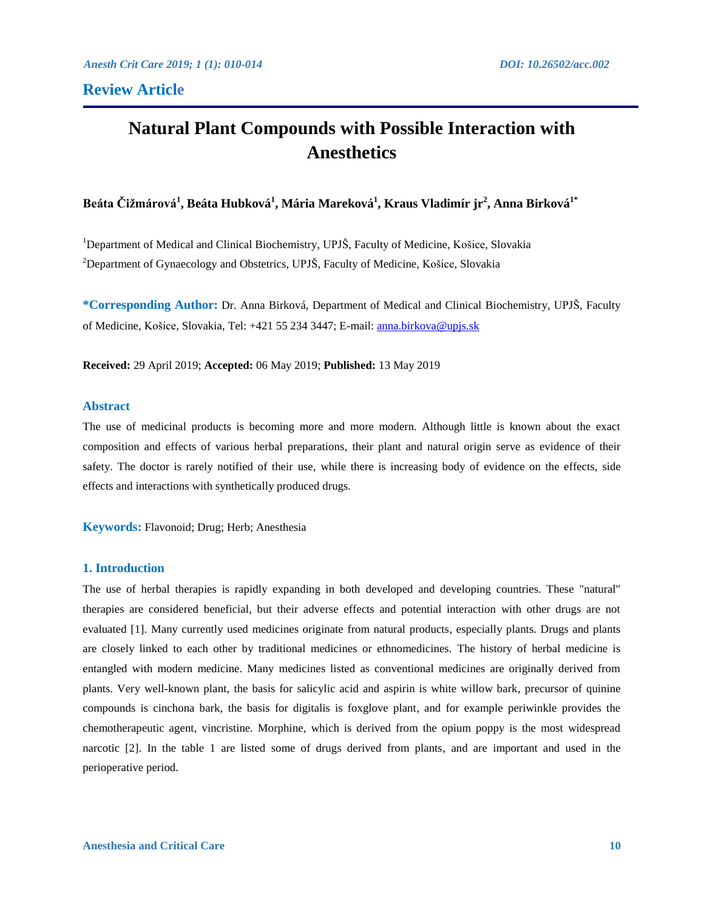**Review Article**

# Natural Plant Compounds with Possible Interaction with Anesthetics

**Beáta Čižmárová[1], Beáta Hubková[1], Mária Mareková[1], Kraus Vladimír jr[2], Anna Birková[1*]**

[1]Department of Medical and Clinical Biochemistry, UPJŠ, Faculty of Medicine, Košice, Slovakia

[2]Department of Gynaecology and Obstetrics, UPJŠ, Faculty of Medicine, Košice, Slovakia

**\*Corresponding Author:** Dr. Anna Birková, Department of Medical and Clinical Biochemistry, UPJŠ, Faculty of Medicine, Košice, Slovakia, Tel: +421 55 234 3447; E-mail: anna.birkova@upjs.sk

**Received:** 29 April 2019; **Accepted:** 06 May 2019; **Published:** 13 May 2019

## Abstract

The use of medicinal products is becoming more and more modern. Although little is known about the exact composition and effects of various herbal preparations, their plant and natural origin serve as evidence of their safety. The doctor is rarely notified of their use, while there is increasing body of evidence on the effects, side effects and interactions with synthetically produced drugs.

**Keywords:** Flavonoid; Drug; Herb; Anesthesia

## 1. Introduction

The use of herbal therapies is rapidly expanding in both developed and developing countries. These "natural" therapies are considered beneficial, but their adverse effects and potential interaction with other drugs are not evaluated [1]. Many currently used medicines originate from natural products, especially plants. Drugs and plants are closely linked to each other by traditional medicines or ethnomedicines. The history of herbal medicine is entangled with modern medicine. Many medicines listed as conventional medicines are originally derived from plants. Very well-known plant, the basis for salicylic acid and aspirin is white willow bark, precursor of quinine compounds is cinchona bark, the basis for digitalis is foxglove plant, and for example periwinkle provides the chemotherapeutic agent, vincristine. Morphine, which is derived from the opium poppy is the most widespread narcotic [2]. In the table 1 are listed some of drugs derived from plants, and are important and used in the perioperative period.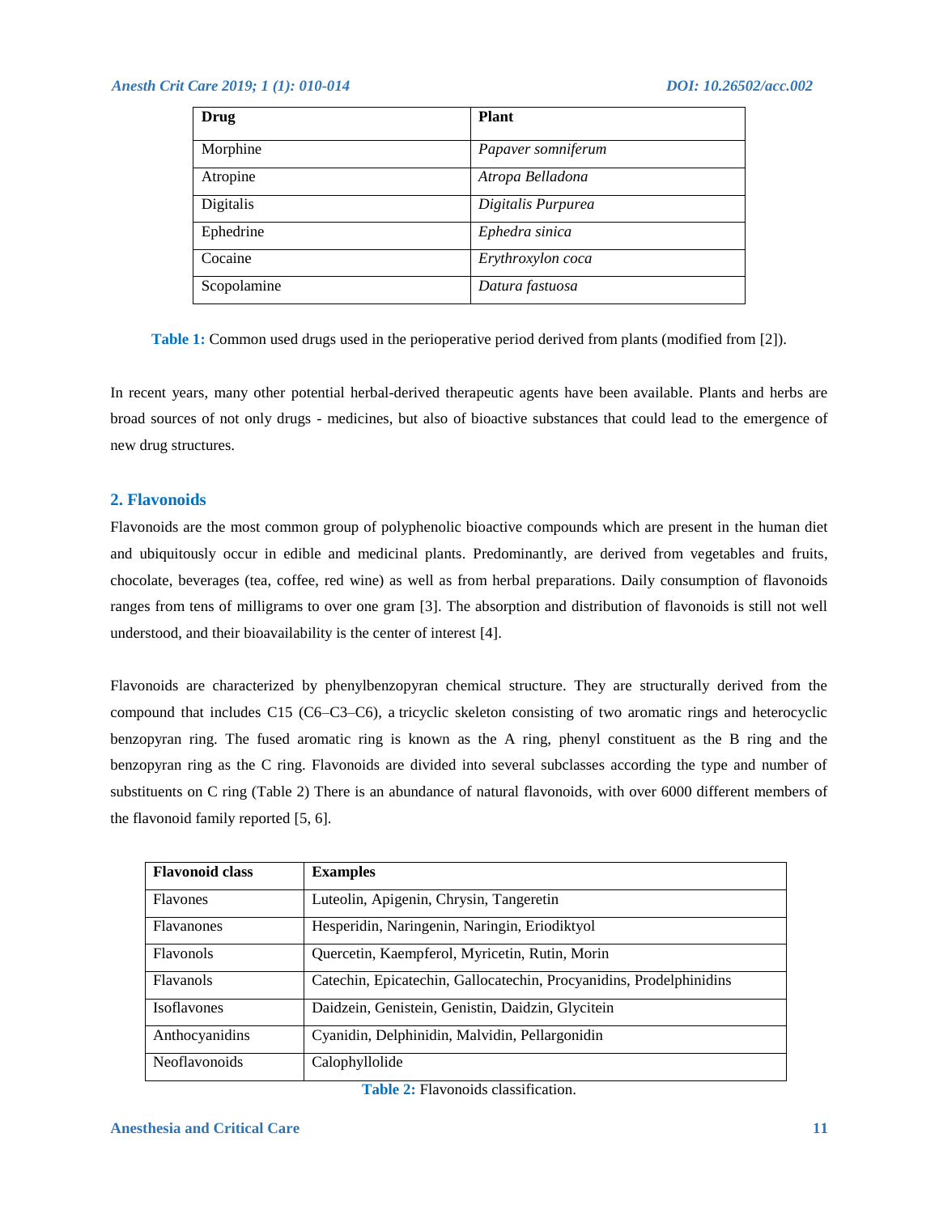| Drug | Plant |
|---|---|
| Morphine | *Papaver somniferum* |
| Atropine | *Atropa Belladona* |
| Digitalis | *Digitalis Purpurea* |
| Ephedrine | *Ephedra sinica* |
| Cocaine | *Erythroxylon coca* |
| Scopolamine | *Datura fastuosa* |

**Table 1:** Common used drugs used in the perioperative period derived from plants (modified from [2]).

In recent years, many other potential herbal-derived therapeutic agents have been available. Plants and herbs are broad sources of not only drugs - medicines, but also of bioactive substances that could lead to the emergence of new drug structures.

## 2. Flavonoids

Flavonoids are the most common group of polyphenolic bioactive compounds which are present in the human diet and ubiquitously occur in edible and medicinal plants. Predominantly, are derived from vegetables and fruits, chocolate, beverages (tea, coffee, red wine) as well as from herbal preparations. Daily consumption of flavonoids ranges from tens of milligrams to over one gram [3]. The absorption and distribution of flavonoids is still not well understood, and their bioavailability is the center of interest [4].

Flavonoids are characterized by phenylbenzopyran chemical structure. They are structurally derived from the compound that includes C15 (C6–C3–C6), a tricyclic skeleton consisting of two aromatic rings and heterocyclic benzopyran ring. The fused aromatic ring is known as the A ring, phenyl constituent as the B ring and the benzopyran ring as the C ring. Flavonoids are divided into several subclasses according the type and number of substituents on C ring (Table 2) There is an abundance of natural flavonoids, with over 6000 different members of the flavonoid family reported [5, 6].

| Flavonoid class | Examples |
|---|---|
| Flavones | Luteolin, Apigenin, Chrysin, Tangeretin |
| Flavanones | Hesperidin, Naringenin, Naringin, Eriodiktyol |
| Flavonols | Quercetin, Kaempferol, Myricetin, Rutin, Morin |
| Flavanols | Catechin, Epicatechin, Gallocatechin, Procyanidins, Prodelphinidins |
| Isoflavones | Daidzein, Genistein, Genistin, Daidzin, Glycitein |
| Anthocyanidins | Cyanidin, Delphinidin, Malvidin, Pellargonidin |
| Neoflavonoids | Calophyllolide |

**Table 2:** Flavonoids classification.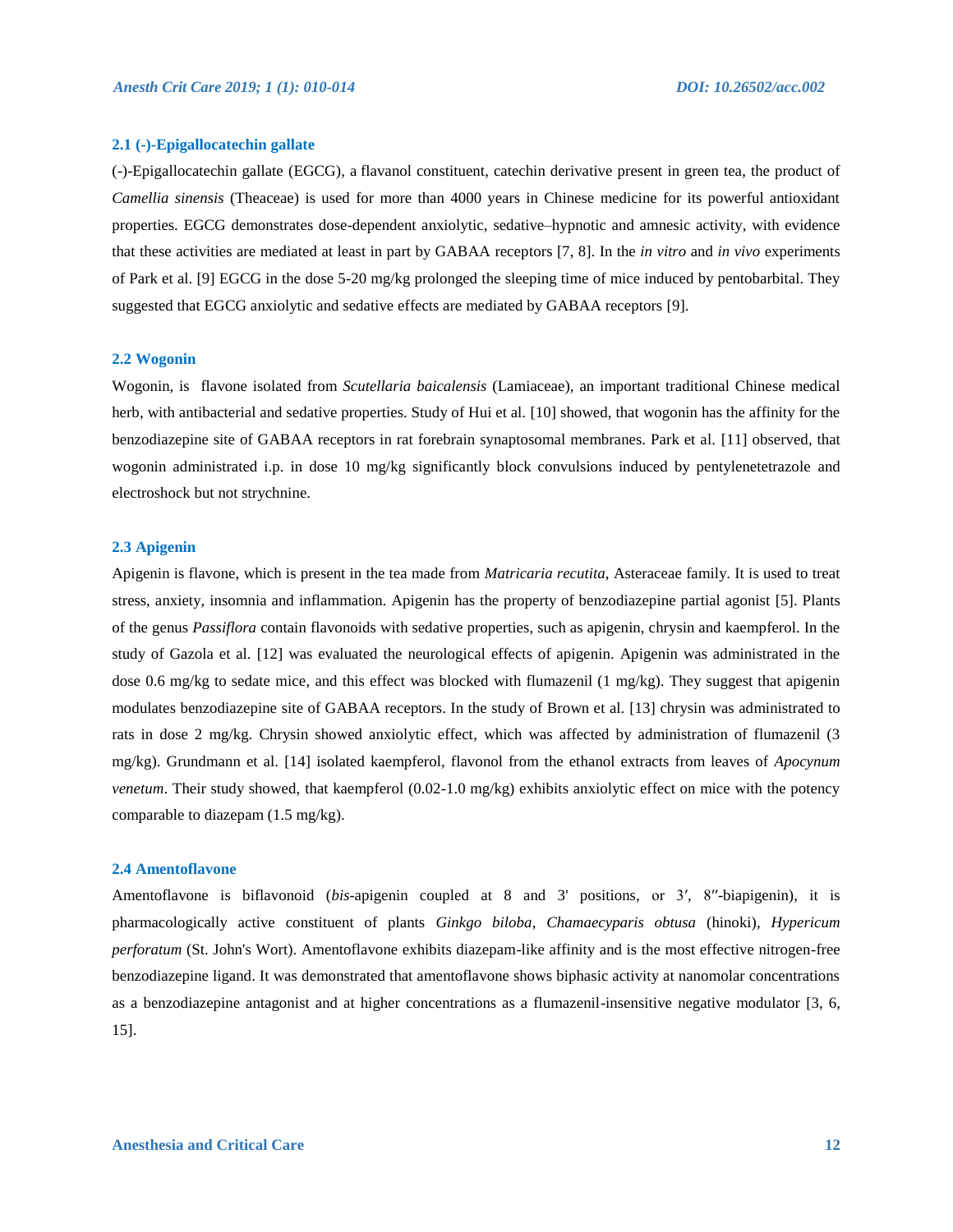### 2.1 (-)-Epigallocatechin gallate

(-)-Epigallocatechin gallate (EGCG), a flavanol constituent, catechin derivative present in green tea, the product of *Camellia sinensis* (Theaceae) is used for more than 4000 years in Chinese medicine for its powerful antioxidant properties. EGCG demonstrates dose-dependent anxiolytic, sedative–hypnotic and amnesic activity, with evidence that these activities are mediated at least in part by GABAA receptors [7, 8]. In the *in vitro* and *in vivo* experiments of Park et al. [9] EGCG in the dose 5-20 mg/kg prolonged the sleeping time of mice induced by pentobarbital. They suggested that EGCG anxiolytic and sedative effects are mediated by GABAA receptors [9].

### 2.2 Wogonin

Wogonin, is flavone isolated from *Scutellaria baicalensis* (Lamiaceae), an important traditional Chinese medical herb, with antibacterial and sedative properties. Study of Hui et al. [10] showed, that wogonin has the affinity for the benzodiazepine site of GABAA receptors in rat forebrain synaptosomal membranes. Park et al. [11] observed, that wogonin administrated i.p. in dose 10 mg/kg significantly block convulsions induced by pentylenetetrazole and electroshock but not strychnine.

### 2.3 Apigenin

Apigenin is flavone, which is present in the tea made from *Matricaria recutita*, Asteraceae family. It is used to treat stress, anxiety, insomnia and inflammation. Apigenin has the property of benzodiazepine partial agonist [5]. Plants of the genus *Passiflora* contain flavonoids with sedative properties, such as apigenin, chrysin and kaempferol. In the study of Gazola et al. [12] was evaluated the neurological effects of apigenin. Apigenin was administrated in the dose 0.6 mg/kg to sedate mice, and this effect was blocked with flumazenil (1 mg/kg). They suggest that apigenin modulates benzodiazepine site of GABAA receptors. In the study of Brown et al. [13] chrysin was administrated to rats in dose 2 mg/kg. Chrysin showed anxiolytic effect, which was affected by administration of flumazenil (3 mg/kg). Grundmann et al. [14] isolated kaempferol, flavonol from the ethanol extracts from leaves of *Apocynum venetum*. Their study showed, that kaempferol (0.02-1.0 mg/kg) exhibits anxiolytic effect on mice with the potency comparable to diazepam (1.5 mg/kg).

### 2.4 Amentoflavone

Amentoflavone is biflavonoid (*bis*-apigenin coupled at 8 and 3' positions, or 3′, 8″-biapigenin), it is pharmacologically active constituent of plants *Ginkgo biloba*, *Chamaecyparis obtusa* (hinoki), *Hypericum perforatum* (St. John's Wort). Amentoflavone exhibits diazepam-like affinity and is the most effective nitrogen-free benzodiazepine ligand. It was demonstrated that amentoflavone shows biphasic activity at nanomolar concentrations as a benzodiazepine antagonist and at higher concentrations as a flumazenil-insensitive negative modulator [3, 6, 15].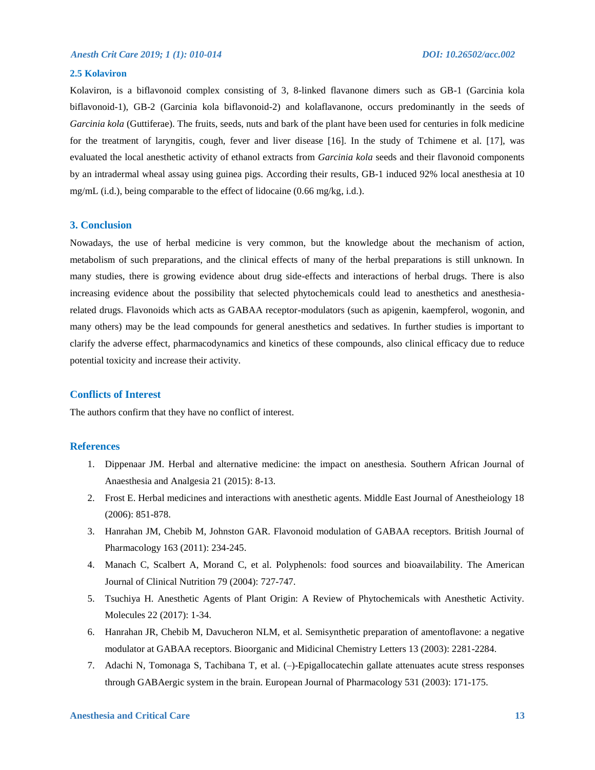### 2.5 Kolaviron

Kolaviron, is a biflavonoid complex consisting of 3, 8-linked flavanone dimers such as GB-1 (Garcinia kola biflavonoid-1), GB-2 (Garcinia kola biflavonoid-2) and kolaflavanone, occurs predominantly in the seeds of *Garcinia kola* (Guttiferae). The fruits, seeds, nuts and bark of the plant have been used for centuries in folk medicine for the treatment of laryngitis, cough, fever and liver disease [16]. In the study of Tchimene et al. [17], was evaluated the local anesthetic activity of ethanol extracts from *Garcinia kola* seeds and their flavonoid components by an intradermal wheal assay using guinea pigs. According their results, GB-1 induced 92% local anesthesia at 10 mg/mL (i.d.), being comparable to the effect of lidocaine (0.66 mg/kg, i.d.).

## 3. Conclusion

Nowadays, the use of herbal medicine is very common, but the knowledge about the mechanism of action, metabolism of such preparations, and the clinical effects of many of the herbal preparations is still unknown. In many studies, there is growing evidence about drug side-effects and interactions of herbal drugs. There is also increasing evidence about the possibility that selected phytochemicals could lead to anesthetics and anesthesia-related drugs. Flavonoids which acts as GABAA receptor-modulators (such as apigenin, kaempferol, wogonin, and many others) may be the lead compounds for general anesthetics and sedatives. In further studies is important to clarify the adverse effect, pharmacodynamics and kinetics of these compounds, also clinical efficacy due to reduce potential toxicity and increase their activity.

## Conflicts of Interest

The authors confirm that they have no conflict of interest.

## References

1. Dippenaar JM. Herbal and alternative medicine: the impact on anesthesia. Southern African Journal of Anaesthesia and Analgesia 21 (2015): 8-13.
2. Frost E. Herbal medicines and interactions with anesthetic agents. Middle East Journal of Anestheiology 18 (2006): 851-878.
3. Hanrahan JM, Chebib M, Johnston GAR. Flavonoid modulation of GABAA receptors. British Journal of Pharmacology 163 (2011): 234-245.
4. Manach C, Scalbert A, Morand C, et al. Polyphenols: food sources and bioavailability. The American Journal of Clinical Nutrition 79 (2004): 727-747.
5. Tsuchiya H. Anesthetic Agents of Plant Origin: A Review of Phytochemicals with Anesthetic Activity. Molecules 22 (2017): 1-34.
6. Hanrahan JR, Chebib M, Davucheron NLM, et al. Semisynthetic preparation of amentoflavone: a negative modulator at GABAA receptors. Bioorganic and Midicinal Chemistry Letters 13 (2003): 2281-2284.
7. Adachi N, Tomonaga S, Tachibana T, et al. (–)-Epigallocatechin gallate attenuates acute stress responses through GABAergic system in the brain. European Journal of Pharmacology 531 (2003): 171-175.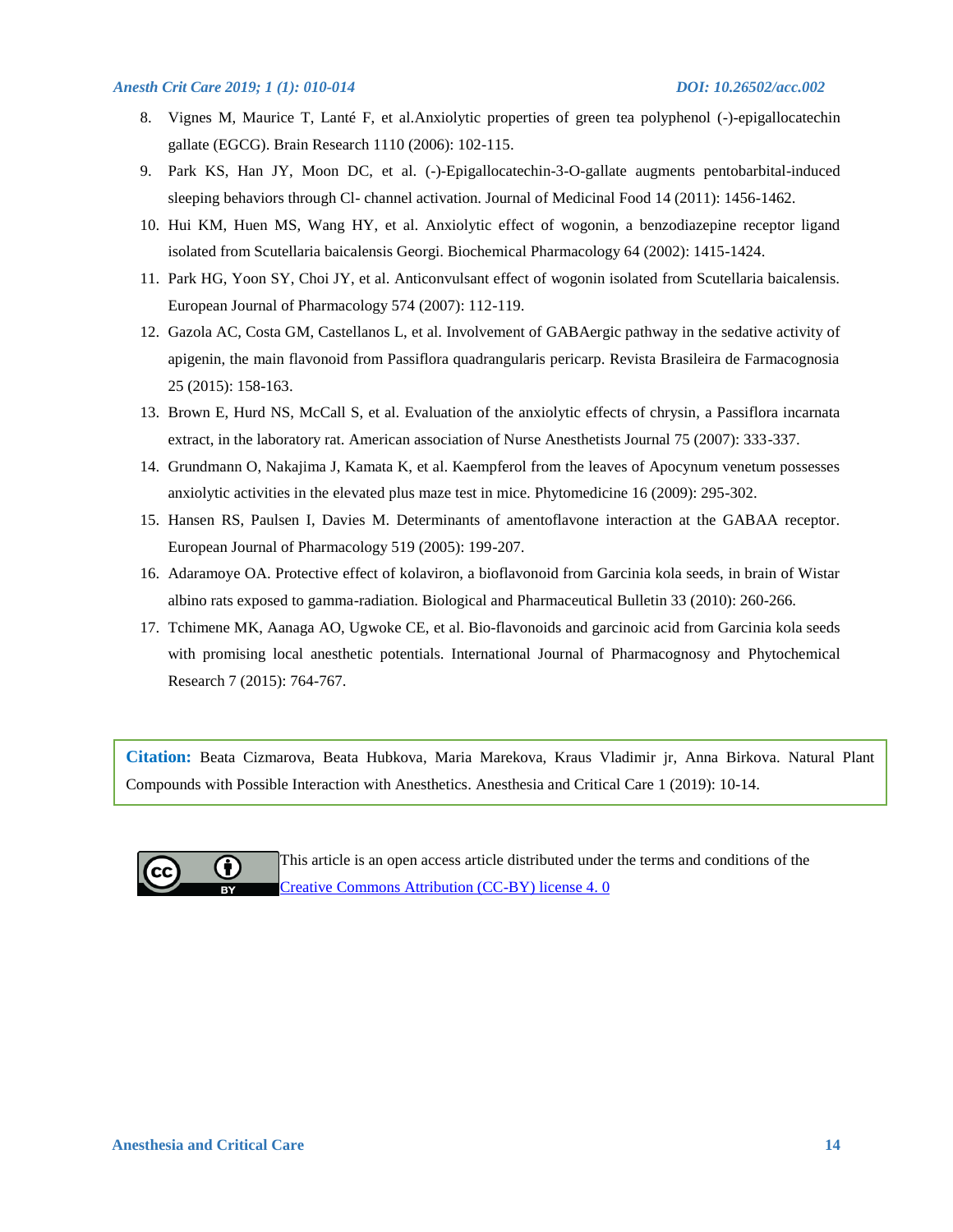8. Vignes M, Maurice T, Lanté F, et al.Anxiolytic properties of green tea polyphenol (-)-epigallocatechin gallate (EGCG). Brain Research 1110 (2006): 102-115.
9. Park KS, Han JY, Moon DC, et al. (-)-Epigallocatechin-3-O-gallate augments pentobarbital-induced sleeping behaviors through Cl- channel activation. Journal of Medicinal Food 14 (2011): 1456-1462.
10. Hui KM, Huen MS, Wang HY, et al. Anxiolytic effect of wogonin, a benzodiazepine receptor ligand isolated from Scutellaria baicalensis Georgi. Biochemical Pharmacology 64 (2002): 1415-1424.
11. Park HG, Yoon SY, Choi JY, et al. Anticonvulsant effect of wogonin isolated from Scutellaria baicalensis. European Journal of Pharmacology 574 (2007): 112-119.
12. Gazola AC, Costa GM, Castellanos L, et al. Involvement of GABAergic pathway in the sedative activity of apigenin, the main flavonoid from Passiflora quadrangularis pericarp. Revista Brasileira de Farmacognosia 25 (2015): 158-163.
13. Brown E, Hurd NS, McCall S, et al. Evaluation of the anxiolytic effects of chrysin, a Passiflora incarnata extract, in the laboratory rat. American association of Nurse Anesthetists Journal 75 (2007): 333-337.
14. Grundmann O, Nakajima J, Kamata K, et al. Kaempferol from the leaves of Apocynum venetum possesses anxiolytic activities in the elevated plus maze test in mice. Phytomedicine 16 (2009): 295-302.
15. Hansen RS, Paulsen I, Davies M. Determinants of amentoflavone interaction at the GABAA receptor. European Journal of Pharmacology 519 (2005): 199-207.
16. Adaramoye OA. Protective effect of kolaviron, a bioflavonoid from Garcinia kola seeds, in brain of Wistar albino rats exposed to gamma-radiation. Biological and Pharmaceutical Bulletin 33 (2010): 260-266.
17. Tchimene MK, Aanaga AO, Ugwoke CE, et al. Bio-flavonoids and garcinoic acid from Garcinia kola seeds with promising local anesthetic potentials. International Journal of Pharmacognosy and Phytochemical Research 7 (2015): 764-767.

**Citation:** Beata Cizmarova, Beata Hubkova, Maria Marekova, Kraus Vladimir jr, Anna Birkova. Natural Plant Compounds with Possible Interaction with Anesthetics. Anesthesia and Critical Care 1 (2019): 10-14.

This article is an open access article distributed under the terms and conditions of the [Creative Commons Attribution (CC-BY) license 4. 0]